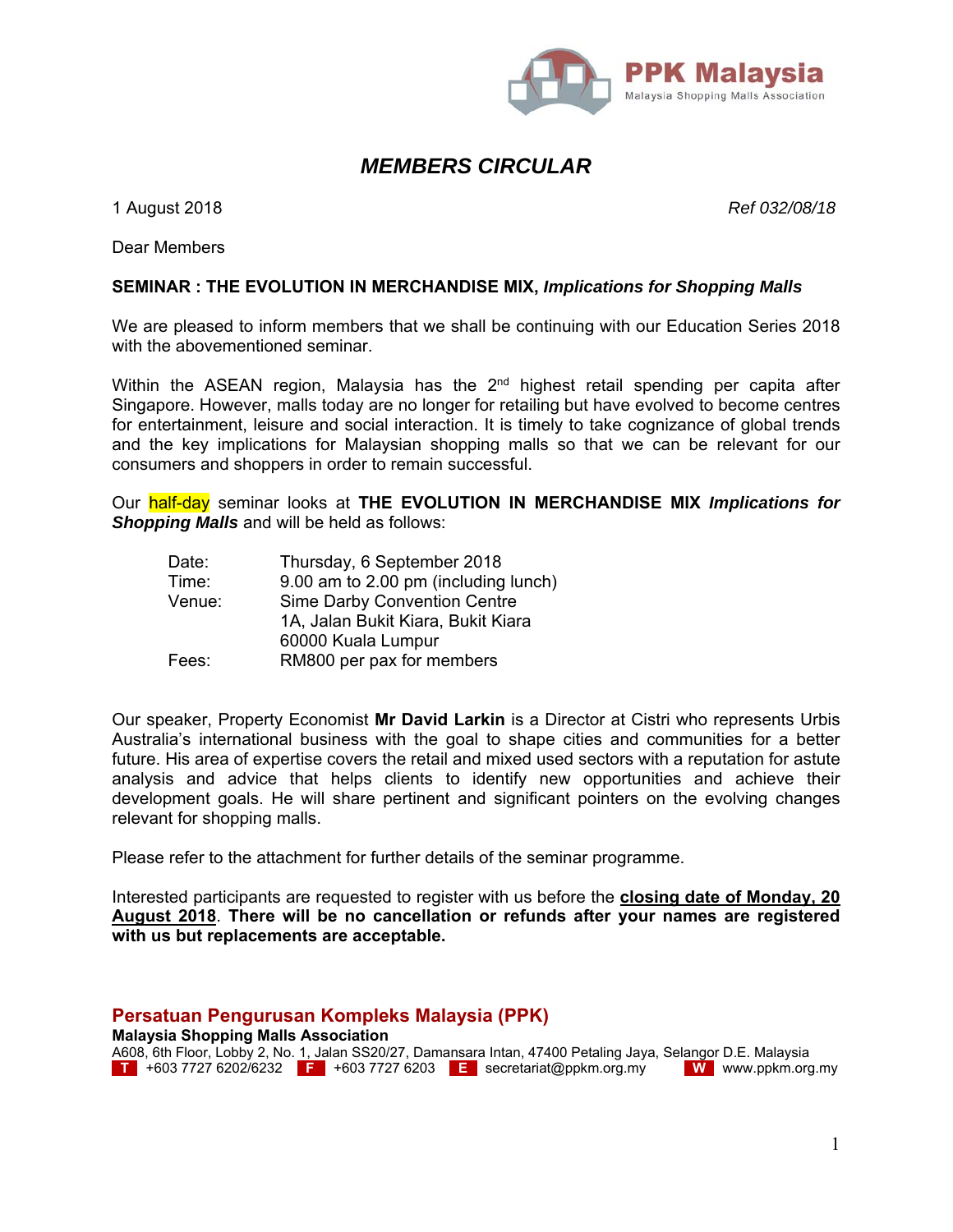PPK Malaysia
Malaysia Shopping Malls Association

# *MEMBERS CIRCULAR*

1 August 2018 *Ref 032/08/18*

Dear Members

**SEMINAR : THE EVOLUTION IN MERCHANDISE MIX, *Implications for Shopping Malls***

We are pleased to inform members that we shall be continuing with our Education Series 2018 with the abovementioned seminar.

Within the ASEAN region, Malaysia has the 2nd highest retail spending per capita after Singapore. However, malls today are no longer for retailing but have evolved to become centres for entertainment, leisure and social interaction. It is timely to take cognizance of global trends and the key implications for Malaysian shopping malls so that we can be relevant for our consumers and shoppers in order to remain successful.

Our half-day seminar looks at **THE EVOLUTION IN MERCHANDISE MIX *Implications for Shopping Malls*** and will be held as follows:

| | |
|---|---|
| Date: | Thursday, 6 September 2018 |
| Time: | 9.00 am to 2.00 pm (including lunch) |
| Venue: | Sime Darby Convention Centre<br>1A, Jalan Bukit Kiara, Bukit Kiara<br>60000 Kuala Lumpur |
| Fees: | RM800 per pax for members |

Our speaker, Property Economist **Mr David Larkin** is a Director at Cistri who represents Urbis Australia's international business with the goal to shape cities and communities for a better future. His area of expertise covers the retail and mixed used sectors with a reputation for astute analysis and advice that helps clients to identify new opportunities and achieve their development goals. He will share pertinent and significant pointers on the evolving changes relevant for shopping malls.

Please refer to the attachment for further details of the seminar programme.

Interested participants are requested to register with us before the **closing date of Monday, 20 August 2018**. **There will be no cancellation or refunds after your names are registered with us but replacements are acceptable.**

**Persatuan Pengurusan Kompleks Malaysia (PPK)**
**Malaysia Shopping Malls Association**
A608, 6th Floor, Lobby 2, No. 1, Jalan SS20/27, Damansara Intan, 47400 Petaling Jaya, Selangor D.E. Malaysia
T +603 7727 6202/6232 F +603 7727 6203 E secretariat@ppkm.org.my W www.ppkm.org.my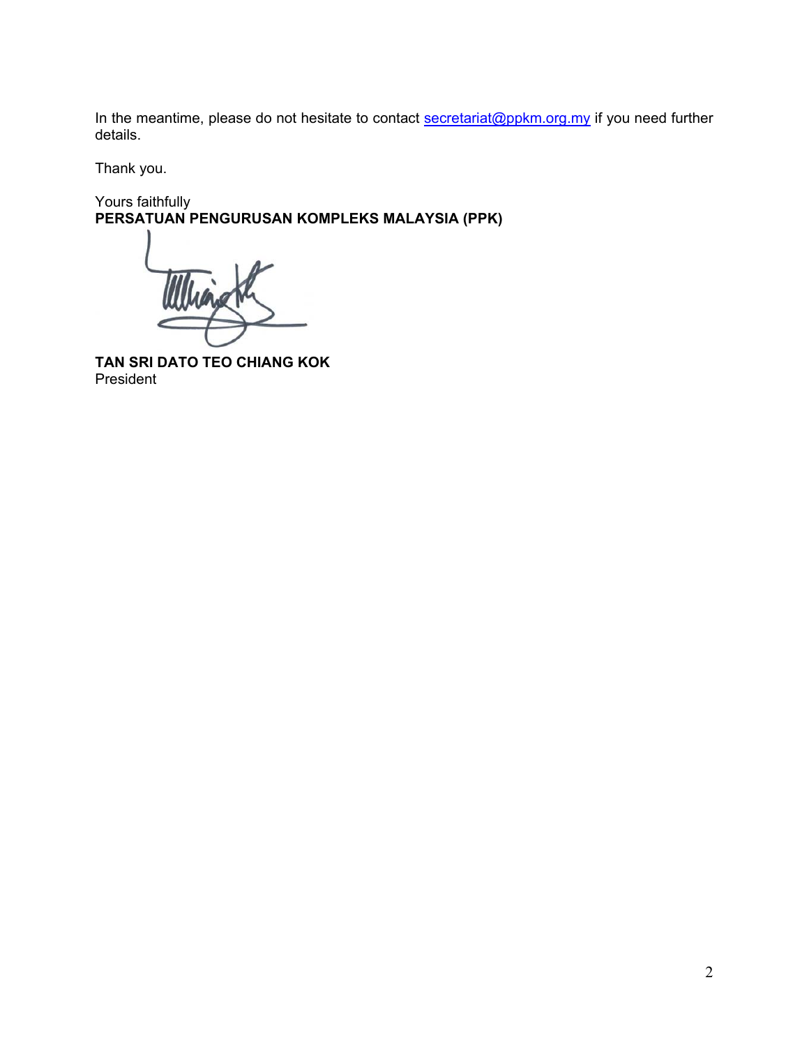In the meantime, please do not hesitate to contact secretariat@ppkm.org.my if you need further details.

Thank you.

Yours faithfully
**PERSATUAN PENGURUSAN KOMPLEKS MALAYSIA (PPK)**

**TAN SRI DATO TEO CHIANG KOK**
President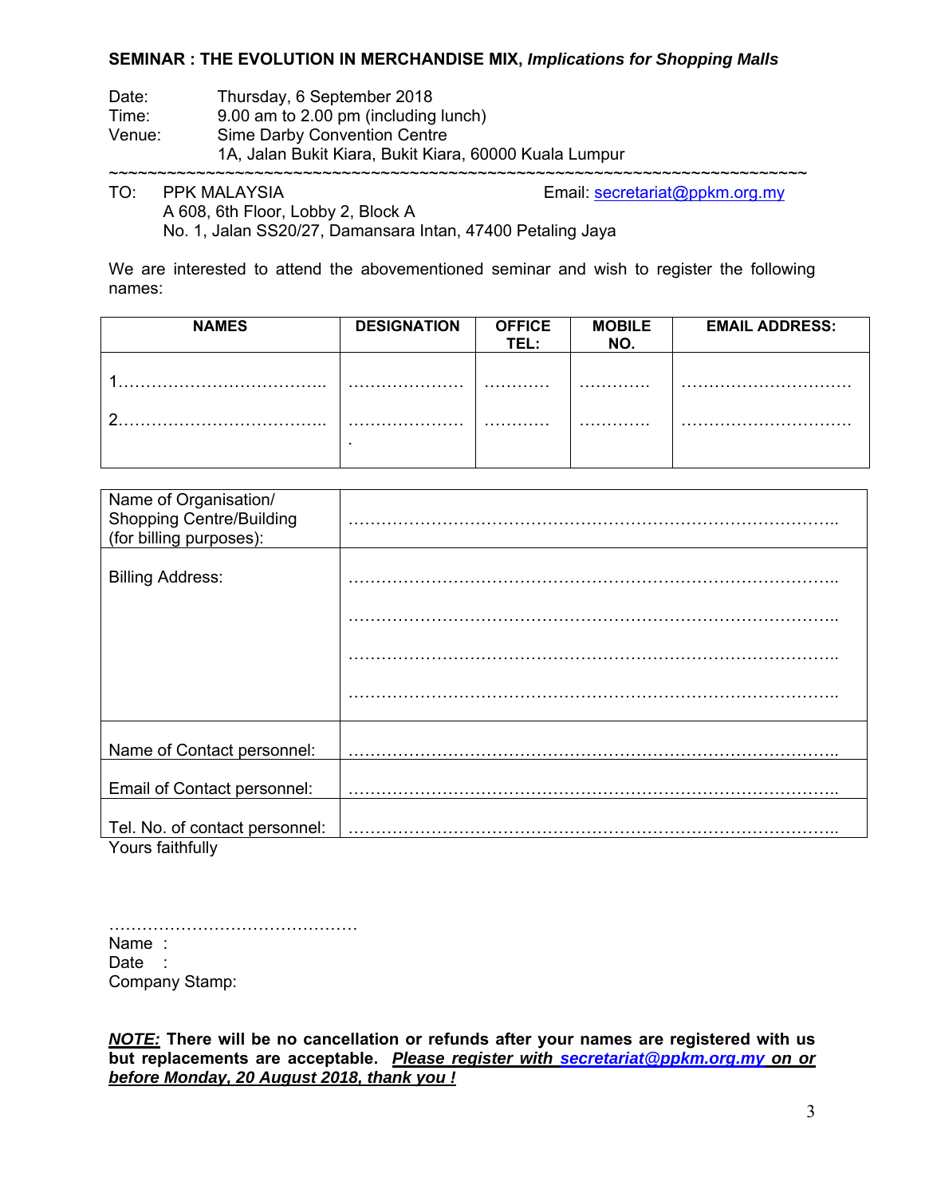**SEMINAR : THE EVOLUTION IN MERCHANDISE MIX, *Implications for Shopping Malls***

Date: Thursday, 6 September 2018
Time: 9.00 am to 2.00 pm (including lunch)
Venue: Sime Darby Convention Centre
1A, Jalan Bukit Kiara, Bukit Kiara, 60000 Kuala Lumpur

~~~~~~~~~~~~~~~~~~~~~~~~~~~~~~~~~~~~~~~~~~~~~~~~~~~~~~~~~~~~~~~~~~~~~~~~~~~~

TO: PPK MALAYSIA
A 608, 6th Floor, Lobby 2, Block A
No. 1, Jalan SS20/27, Damansara Intan, 47400 Petaling Jaya

Email: secretariat@ppkm.org.my

We are interested to attend the abovementioned seminar and wish to register the following names:

| NAMES | DESIGNATION | OFFICE TEL: | MOBILE NO. | EMAIL ADDRESS: |
|---|---|---|---|---|
| 1……………………………….. | ………………… | ……….. | ………… | ………………………… |
| 2……………………………….. | …………………. | ……….. | ………… | ………………………… |

| | |
|---|---|
| Name of Organisation/ Shopping Centre/Building (for billing purposes): | ………………………………………………………………………….. |
| Billing Address: | ………………………………………………………………………….. ………………………………………………………………………….. ………………………………………………………………………….. ………………………………………………………………………….. |
| Name of Contact personnel: | ………………………………………………………………………….. |
| Email of Contact personnel: | ………………………………………………………………………….. |
| Tel. No. of contact personnel: | ………………………………………………………………………….. |

Yours faithfully

………………………………………
Name :
Date :
Company Stamp:

***NOTE:*** **There will be no cancellation or refunds after your names are registered with us but replacements are acceptable.** ***Please register with secretariat@ppkm.org.my on or before Monday, 20 August 2018, thank you !***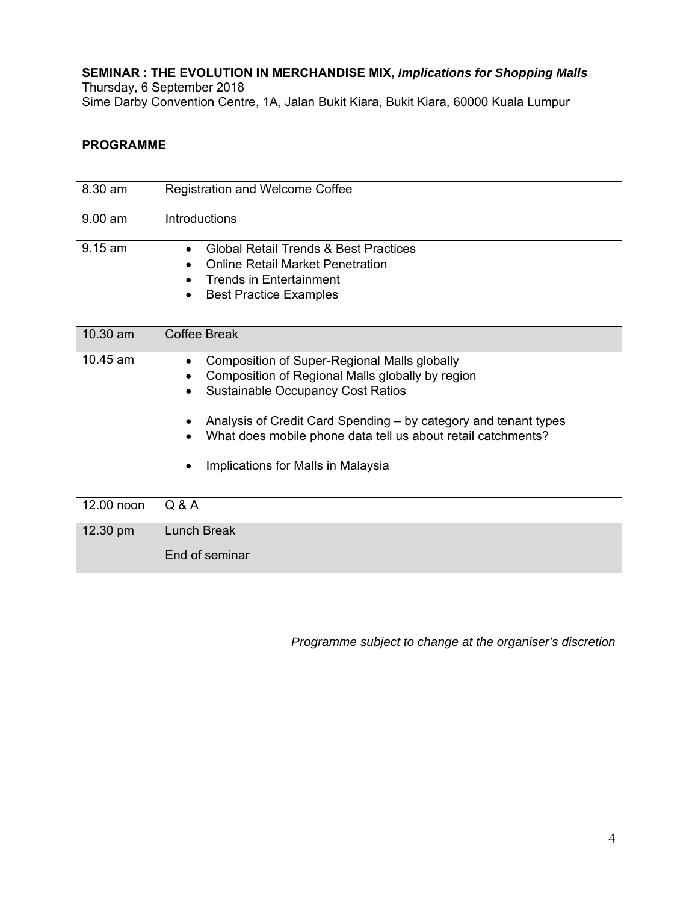**SEMINAR : THE EVOLUTION IN MERCHANDISE MIX, *Implications for Shopping Malls***
Thursday, 6 September 2018
Sime Darby Convention Centre, 1A, Jalan Bukit Kiara, Bukit Kiara, 60000 Kuala Lumpur

**PROGRAMME**

| | |
|---|---|
| 8.30 am | Registration and Welcome Coffee |
| 9.00 am | Introductions |
| 9.15 am | • Global Retail Trends & Best Practices<br>• Online Retail Market Penetration<br>• Trends in Entertainment<br>• Best Practice Examples |
| 10.30 am | Coffee Break |
| 10.45 am | • Composition of Super-Regional Malls globally<br>• Composition of Regional Malls globally by region<br>• Sustainable Occupancy Cost Ratios<br><br>• Analysis of Credit Card Spending – by category and tenant types<br>• What does mobile phone data tell us about retail catchments?<br><br>• Implications for Malls in Malaysia |
| 12.00 noon | Q & A |
| 12.30 pm | Lunch Break<br><br>End of seminar |

*Programme subject to change at the organiser's discretion*